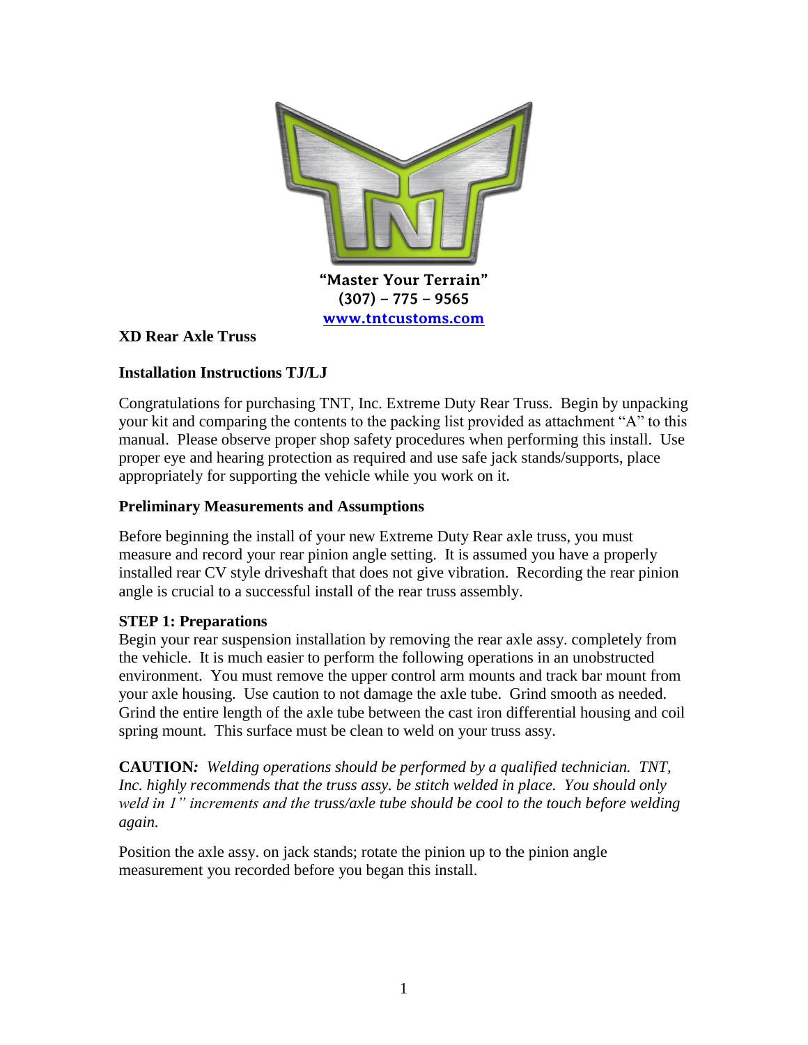"Master Your Terrain"
(307) – 775 – 9565
www.tntcustoms.com

**XD Rear Axle Truss**

**Installation Instructions TJ/LJ**

Congratulations for purchasing TNT, Inc. Extreme Duty Rear Truss. Begin by unpacking your kit and comparing the contents to the packing list provided as attachment "A" to this manual. Please observe proper shop safety procedures when performing this install. Use proper eye and hearing protection as required and use safe jack stands/supports, place appropriately for supporting the vehicle while you work on it.

**Preliminary Measurements and Assumptions**

Before beginning the install of your new Extreme Duty Rear axle truss, you must measure and record your rear pinion angle setting. It is assumed you have a properly installed rear CV style driveshaft that does not give vibration. Recording the rear pinion angle is crucial to a successful install of the rear truss assembly.

**STEP 1: Preparations**

Begin your rear suspension installation by removing the rear axle assy. completely from the vehicle. It is much easier to perform the following operations in an unobstructed environment. You must remove the upper control arm mounts and track bar mount from your axle housing. Use caution to not damage the axle tube. Grind smooth as needed. Grind the entire length of the axle tube between the cast iron differential housing and coil spring mount. This surface must be clean to weld on your truss assy.

**CAUTION:** *Welding operations should be performed by a qualified technician. TNT, Inc. highly recommends that the truss assy. be stitch welded in place. You should only weld in 1" increments and the truss/axle tube should be cool to the touch before welding again.*

Position the axle assy. on jack stands; rotate the pinion up to the pinion angle measurement you recorded before you began this install.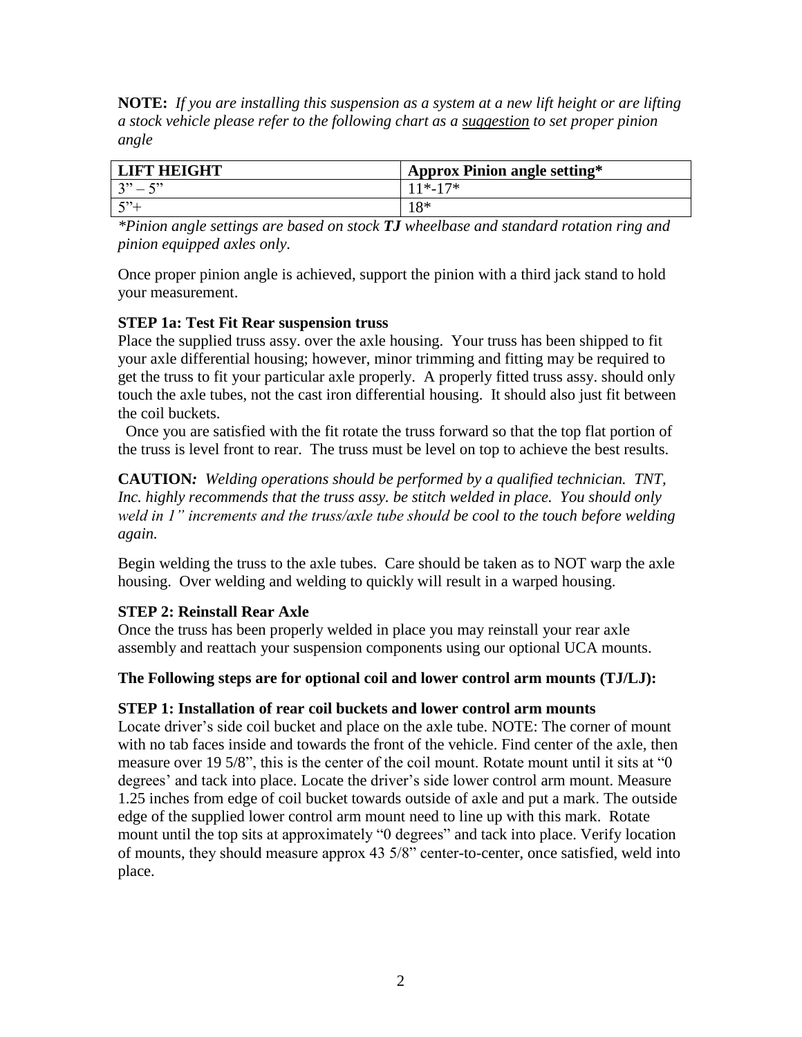**NOTE:** *If you are installing this suspension as a system at a new lift height or are lifting a stock vehicle please refer to the following chart as a* *__suggestion__* *to set proper pinion angle*

| LIFT HEIGHT | Approx Pinion angle setting* |
|---|---|
| 3" – 5" | 11*-17* |
| 5"+ | 18* |

*\*Pinion angle settings are based on stock **TJ** wheelbase and standard rotation ring and pinion equipped axles only.*

Once proper pinion angle is achieved, support the pinion with a third jack stand to hold your measurement.

**STEP 1a: Test Fit Rear suspension truss**

Place the supplied truss assy. over the axle housing. Your truss has been shipped to fit your axle differential housing; however, minor trimming and fitting may be required to get the truss to fit your particular axle properly. A properly fitted truss assy. should only touch the axle tubes, not the cast iron differential housing. It should also just fit between the coil buckets.

Once you are satisfied with the fit rotate the truss forward so that the top flat portion of the truss is level front to rear. The truss must be level on top to achieve the best results.

**CAUTION***:* *Welding operations should be performed by a qualified technician. TNT, Inc. highly recommends that the truss assy. be stitch welded in place. You should only weld in 1" increments and the truss/axle tube should be cool to the touch before welding again.*

Begin welding the truss to the axle tubes. Care should be taken as to NOT warp the axle housing. Over welding and welding to quickly will result in a warped housing.

**STEP 2: Reinstall Rear Axle**

Once the truss has been properly welded in place you may reinstall your rear axle assembly and reattach your suspension components using our optional UCA mounts.

**The Following steps are for optional coil and lower control arm mounts (TJ/LJ):**

**STEP 1: Installation of rear coil buckets and lower control arm mounts**

Locate driver's side coil bucket and place on the axle tube. NOTE: The corner of mount with no tab faces inside and towards the front of the vehicle. Find center of the axle, then measure over 19 5/8", this is the center of the coil mount. Rotate mount until it sits at "0 degrees' and tack into place. Locate the driver's side lower control arm mount. Measure 1.25 inches from edge of coil bucket towards outside of axle and put a mark. The outside edge of the supplied lower control arm mount need to line up with this mark. Rotate mount until the top sits at approximately "0 degrees" and tack into place. Verify location of mounts, they should measure approx 43 5/8" center-to-center, once satisfied, weld into place.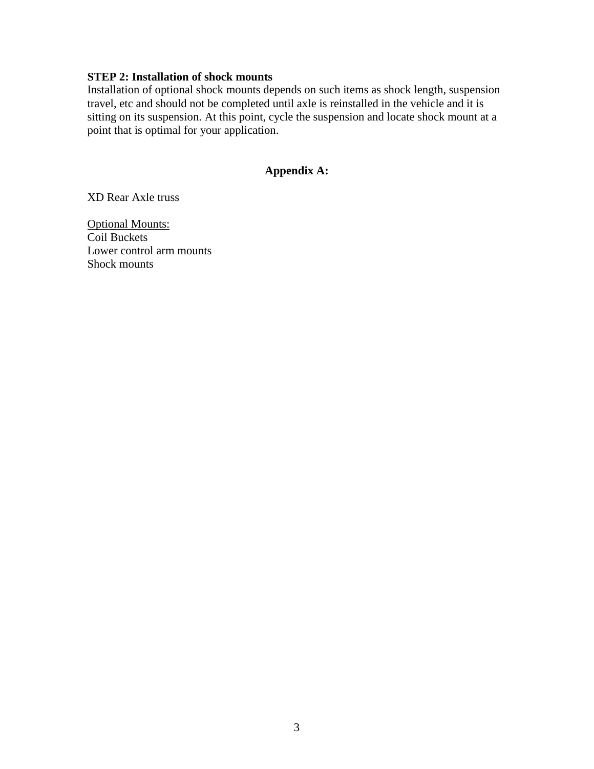**STEP 2: Installation of shock mounts**

Installation of optional shock mounts depends on such items as shock length, suspension travel, etc and should not be completed until axle is reinstalled in the vehicle and it is sitting on its suspension. At this point, cycle the suspension and locate shock mount at a point that is optimal for your application.

## Appendix A:

XD Rear Axle truss

<u>Optional Mounts:</u>
Coil Buckets
Lower control arm mounts
Shock mounts